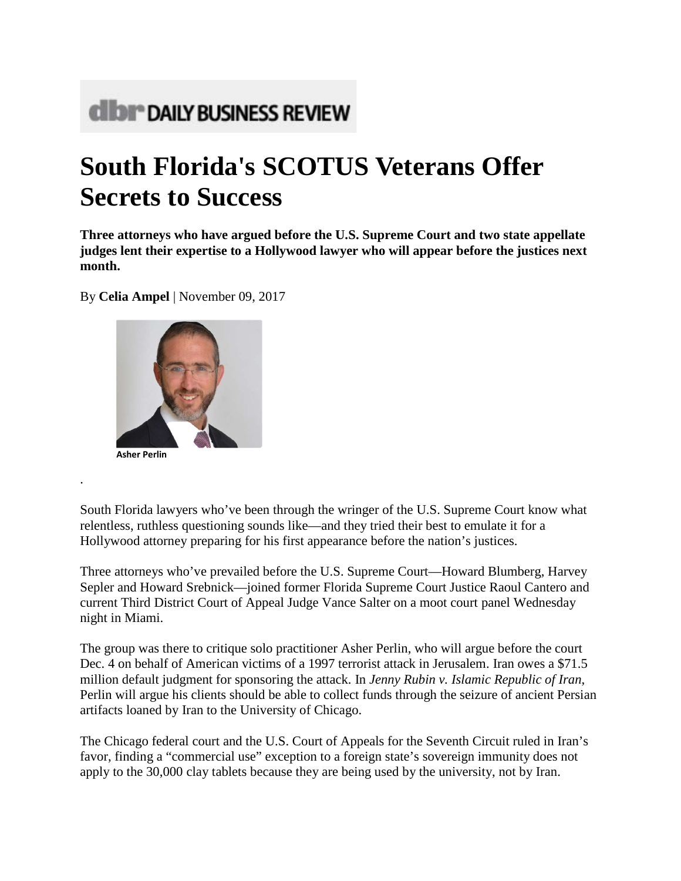dbr DAILY BUSINESS REVIEW

# South Florida's SCOTUS Veterans Offer Secrets to Success

**Three attorneys who have argued before the U.S. Supreme Court and two state appellate judges lent their expertise to a Hollywood lawyer who will appear before the justices next month.**

By **Celia Ampel** | November 09, 2017

Asher Perlin

South Florida lawyers who've been through the wringer of the U.S. Supreme Court know what relentless, ruthless questioning sounds like—and they tried their best to emulate it for a Hollywood attorney preparing for his first appearance before the nation's justices.

Three attorneys who've prevailed before the U.S. Supreme Court—Howard Blumberg, Harvey Sepler and Howard Srebnick—joined former Florida Supreme Court Justice Raoul Cantero and current Third District Court of Appeal Judge Vance Salter on a moot court panel Wednesday night in Miami.

The group was there to critique solo practitioner Asher Perlin, who will argue before the court Dec. 4 on behalf of American victims of a 1997 terrorist attack in Jerusalem. Iran owes a $71.5 million default judgment for sponsoring the attack. In *Jenny Rubin v. Islamic Republic of Iran*, Perlin will argue his clients should be able to collect funds through the seizure of ancient Persian artifacts loaned by Iran to the University of Chicago.

The Chicago federal court and the U.S. Court of Appeals for the Seventh Circuit ruled in Iran's favor, finding a "commercial use" exception to a foreign state's sovereign immunity does not apply to the 30,000 clay tablets because they are being used by the university, not by Iran.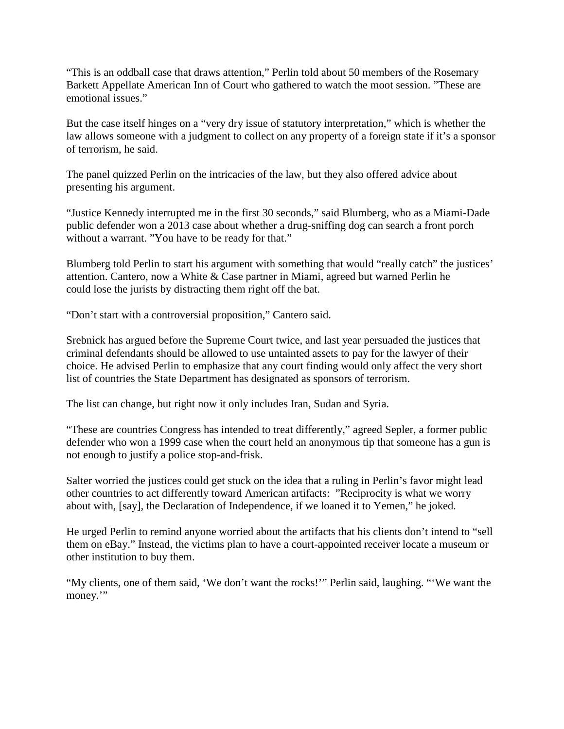“This is an oddball case that draws attention,” Perlin told about 50 members of the Rosemary Barkett Appellate American Inn of Court who gathered to watch the moot session. ”These are emotional issues.”

But the case itself hinges on a “very dry issue of statutory interpretation,” which is whether the law allows someone with a judgment to collect on any property of a foreign state if it’s a sponsor of terrorism, he said.

The panel quizzed Perlin on the intricacies of the law, but they also offered advice about presenting his argument.

“Justice Kennedy interrupted me in the first 30 seconds,” said Blumberg, who as a Miami-Dade public defender won a 2013 case about whether a drug-sniffing dog can search a front porch without a warrant. ”You have to be ready for that.”

Blumberg told Perlin to start his argument with something that would “really catch” the justices’ attention. Cantero, now a White & Case partner in Miami, agreed but warned Perlin he could lose the jurists by distracting them right off the bat.

“Don’t start with a controversial proposition,” Cantero said.

Srebnick has argued before the Supreme Court twice, and last year persuaded the justices that criminal defendants should be allowed to use untainted assets to pay for the lawyer of their choice. He advised Perlin to emphasize that any court finding would only affect the very short list of countries the State Department has designated as sponsors of terrorism.

The list can change, but right now it only includes Iran, Sudan and Syria.

“These are countries Congress has intended to treat differently,” agreed Sepler, a former public defender who won a 1999 case when the court held an anonymous tip that someone has a gun is not enough to justify a police stop-and-frisk.

Salter worried the justices could get stuck on the idea that a ruling in Perlin’s favor might lead other countries to act differently toward American artifacts: ”Reciprocity is what we worry about with, [say], the Declaration of Independence, if we loaned it to Yemen,” he joked.

He urged Perlin to remind anyone worried about the artifacts that his clients don’t intend to “sell them on eBay.” Instead, the victims plan to have a court-appointed receiver locate a museum or other institution to buy them.

“My clients, one of them said, ‘We don’t want the rocks!’” Perlin said, laughing. “‘We want the money.’”